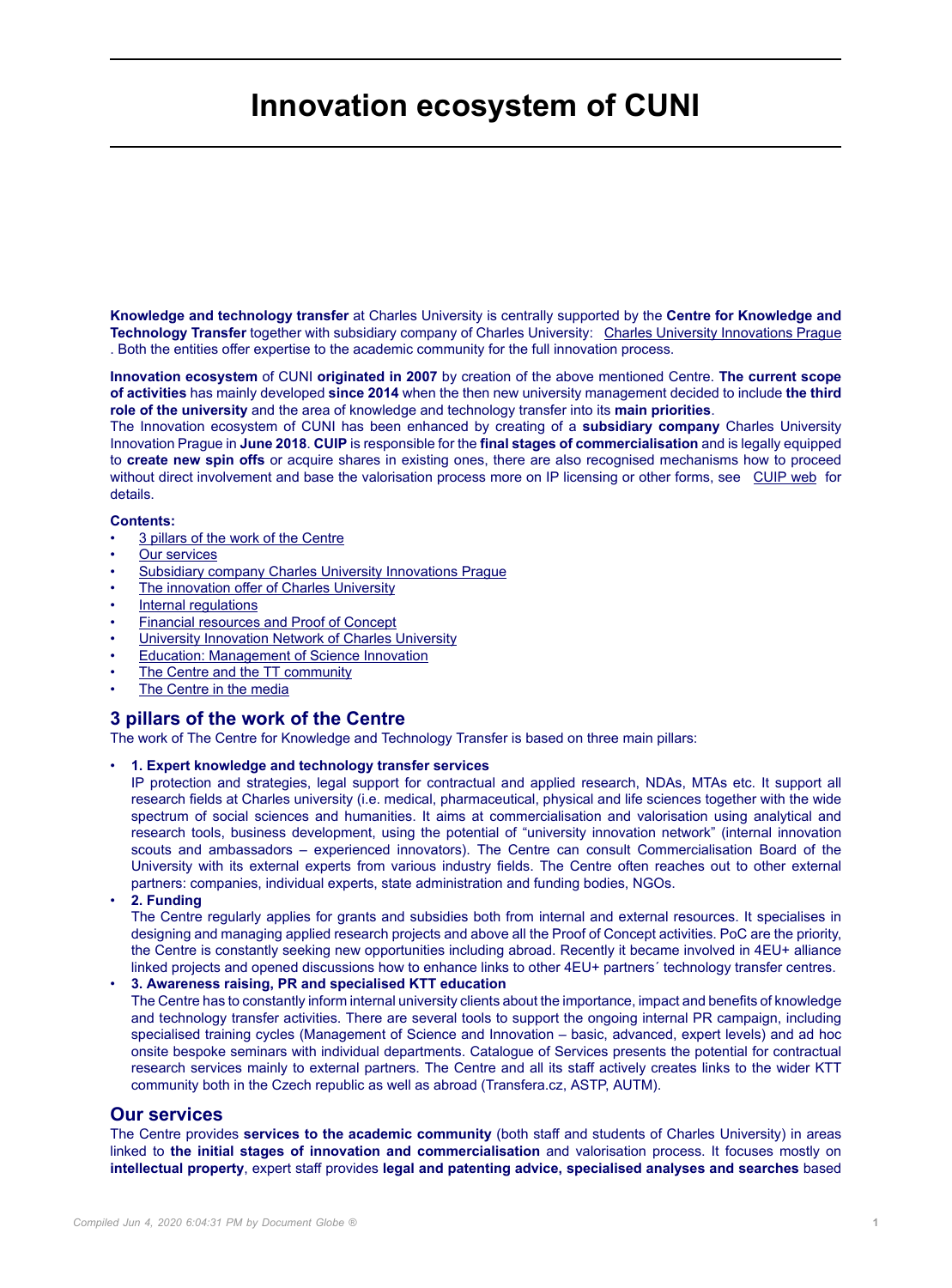# Innovation ecosystem of CUNI

**Knowledge and technology transfer** at Charles University is centrally supported by the **Centre for Knowledge and Technology Transfer** together with subsidiary company of Charles University: Charles University Innovations Prague . Both the entities offer expertise to the academic community for the full innovation process.

**Innovation ecosystem** of CUNI **originated in 2007** by creation of the above mentioned Centre. **The current scope of activities** has mainly developed **since 2014** when the then new university management decided to include **the third role of the university** and the area of knowledge and technology transfer into its **main priorities**.
The Innovation ecosystem of CUNI has been enhanced by creating of a **subsidiary company** Charles University Innovation Prague in **June 2018**. **CUIP** is responsible for the **final stages of commercialisation** and is legally equipped to **create new spin offs** or acquire shares in existing ones, there are also recognised mechanisms how to proceed without direct involvement and base the valorisation process more on IP licensing or other forms, see CUIP web for details.

**Contents:**

- 3 pillars of the work of the Centre
- Our services
- Subsidiary company Charles University Innovations Prague
- The innovation offer of Charles University
- Internal regulations
- Financial resources and Proof of Concept
- University Innovation Network of Charles University
- Education: Management of Science Innovation
- The Centre and the TT community
- The Centre in the media

## 3 pillars of the work of the Centre

The work of The Centre for Knowledge and Technology Transfer is based on three main pillars:

- **1. Expert knowledge and technology transfer services**
  IP protection and strategies, legal support for contractual and applied research, NDAs, MTAs etc. It support all research fields at Charles university (i.e. medical, pharmaceutical, physical and life sciences together with the wide spectrum of social sciences and humanities. It aims at commercialisation and valorisation using analytical and research tools, business development, using the potential of "university innovation network" (internal innovation scouts and ambassadors – experienced innovators). The Centre can consult Commercialisation Board of the University with its external experts from various industry fields. The Centre often reaches out to other external partners: companies, individual experts, state administration and funding bodies, NGOs.
- **2. Funding**
  The Centre regularly applies for grants and subsidies both from internal and external resources. It specialises in designing and managing applied research projects and above all the Proof of Concept activities. PoC are the priority, the Centre is constantly seeking new opportunities including abroad. Recently it became involved in 4EU+ alliance linked projects and opened discussions how to enhance links to other 4EU+ partners´ technology transfer centres.
- **3. Awareness raising, PR and specialised KTT education**
  The Centre has to constantly inform internal university clients about the importance, impact and benefits of knowledge and technology transfer activities. There are several tools to support the ongoing internal PR campaign, including specialised training cycles (Management of Science and Innovation – basic, advanced, expert levels) and ad hoc onsite bespoke seminars with individual departments. Catalogue of Services presents the potential for contractual research services mainly to external partners. The Centre and all its staff actively creates links to the wider KTT community both in the Czech republic as well as abroad (Transfera.cz, ASTP, AUTM).

## Our services

The Centre provides **services to the academic community** (both staff and students of Charles University) in areas linked to **the initial stages of innovation and commercialisation** and valorisation process. It focuses mostly on **intellectual property**, expert staff provides **legal and patenting advice, specialised analyses and searches** based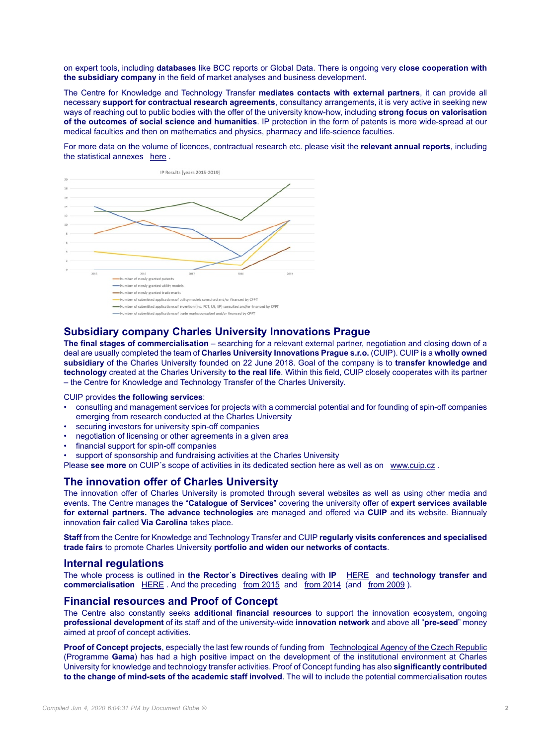on expert tools, including **databases** like BCC reports or Global Data. There is ongoing very **close cooperation with the subsidiary company** in the field of market analyses and business development.

The Centre for Knowledge and Technology Transfer **mediates contacts with external partners**, it can provide all necessary **support for contractual research agreements**, consultancy arrangements, it is very active in seeking new ways of reaching out to public bodies with the offer of the university know-how, including **strong focus on valorisation of the outcomes of social science and humanities**. IP protection in the form of patents is more wide-spread at our medical faculties and then on mathematics and physics, pharmacy and life-science faculties.

For more data on the volume of licences, contractual research etc. please visit the **relevant annual reports**, including the statistical annexes here .

## Subsidiary company Charles University Innovations Prague

**The final stages of commercialisation** – searching for a relevant external partner, negotiation and closing down of a deal are usually completed the team of **Charles University Innovations Prague s.r.o.** (CUIP). CUIP is a **wholly owned subsidiary** of the Charles University founded on 22 June 2018. Goal of the company is to **transfer knowledge and technology** created at the Charles University **to the real life**. Within this field, CUIP closely cooperates with its partner – the Centre for Knowledge and Technology Transfer of the Charles University.

CUIP provides **the following services**:

- consulting and management services for projects with a commercial potential and for founding of spin-off companies emerging from research conducted at the Charles University
- securing investors for university spin-off companies
- negotiation of licensing or other agreements in a given area
- financial support for spin-off companies
- support of sponsorship and fundraising activities at the Charles University

Please **see more** on CUIP´s scope of activities in its dedicated section here as well as on www.cuip.cz .

## The innovation offer of Charles University

The innovation offer of Charles University is promoted through several websites as well as using other media and events. The Centre manages the "**Catalogue of Services**" covering the university offer of **expert services available for external partners. The advance technologies** are managed and offered via **CUIP** and its website. Biannualy innovation **fair** called **Via Carolina** takes place.

**Staff** from the Centre for Knowledge and Technology Transfer and CUIP **regularly visits conferences and specialised trade fairs** to promote Charles University **portfolio and widen our networks of contacts**.

## Internal regulations

The whole process is outlined in **the Rector´s Directives** dealing with **IP** HERE and **technology transfer and commercialisation** HERE . And the preceding from 2015 and from 2014 (and from 2009 ).

## Financial resources and Proof of Concept

The Centre also constantly seeks **additional financial resources** to support the innovation ecosystem, ongoing **professional development** of its staff and of the university-wide **innovation network** and above all "**pre-seed**" money aimed at proof of concept activities.

**Proof of Concept projects**, especially the last few rounds of funding from Technological Agency of the Czech Republic (Programme **Gama**) has had a high positive impact on the development of the institutional environment at Charles University for knowledge and technology transfer activities. Proof of Concept funding has also **significantly contributed to the change of mind-sets of the academic staff involved**. The will to include the potential commercialisation routes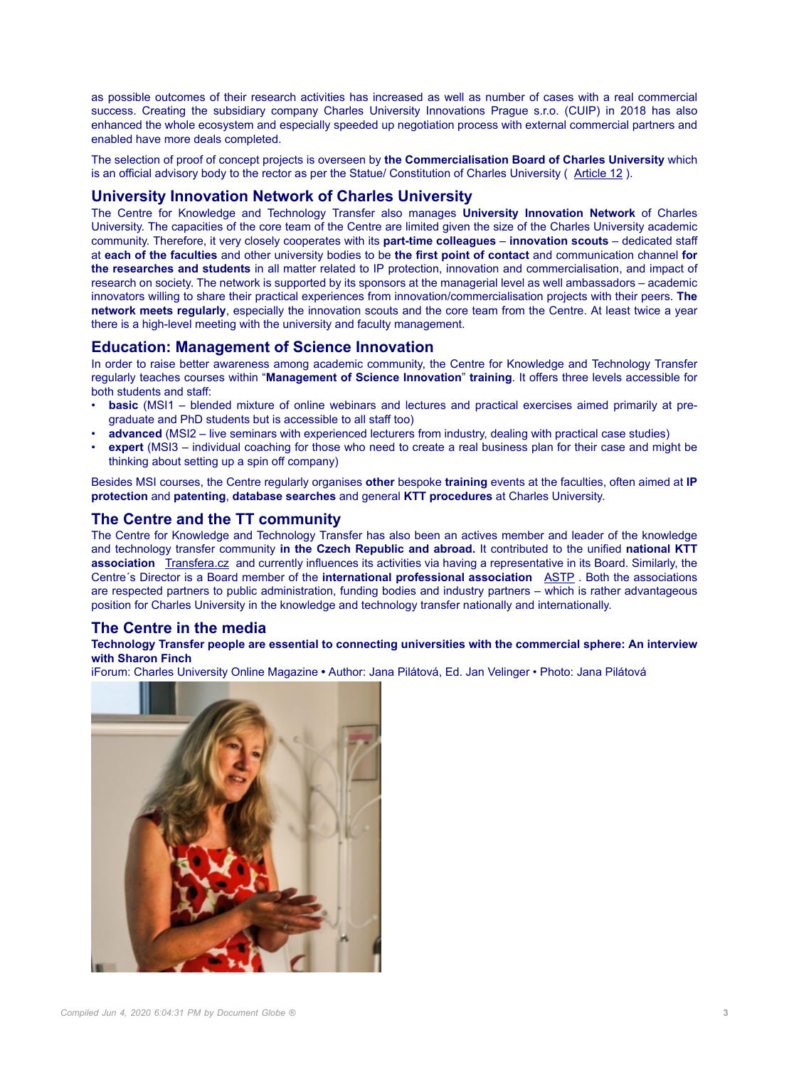as possible outcomes of their research activities has increased as well as number of cases with a real commercial success. Creating the subsidiary company Charles University Innovations Prague s.r.o. (CUIP) in 2018 has also enhanced the whole ecosystem and especially speeded up negotiation process with external commercial partners and enabled have more deals completed.

The selection of proof of concept projects is overseen by **the Commercialisation Board of Charles University** which is an official advisory body to the rector as per the Statue/ Constitution of Charles University ( Article 12 ).

## University Innovation Network of Charles University

The Centre for Knowledge and Technology Transfer also manages **University Innovation Network** of Charles University. The capacities of the core team of the Centre are limited given the size of the Charles University academic community. Therefore, it very closely cooperates with its **part-time colleagues** – **innovation scouts** – dedicated staff at **each of the faculties** and other university bodies to be **the first point of contact** and communication channel **for the researches and students** in all matter related to IP protection, innovation and commercialisation, and impact of research on society. The network is supported by its sponsors at the managerial level as well ambassadors – academic innovators willing to share their practical experiences from innovation/commercialisation projects with their peers. **The network meets regularly**, especially the innovation scouts and the core team from the Centre. At least twice a year there is a high-level meeting with the university and faculty management.

## Education: Management of Science Innovation

In order to raise better awareness among academic community, the Centre for Knowledge and Technology Transfer regularly teaches courses within "**Management of Science Innovation**" **training**. It offers three levels accessible for both students and staff:

- **basic** (MSI1 – blended mixture of online webinars and lectures and practical exercises aimed primarily at pre-graduate and PhD students but is accessible to all staff too)
- **advanced** (MSI2 – live seminars with experienced lecturers from industry, dealing with practical case studies)
- **expert** (MSI3 – individual coaching for those who need to create a real business plan for their case and might be thinking about setting up a spin off company)

Besides MSI courses, the Centre regularly organises **other** bespoke **training** events at the faculties, often aimed at **IP protection** and **patenting**, **database searches** and general **KTT procedures** at Charles University.

## The Centre and the TT community

The Centre for Knowledge and Technology Transfer has also been an actives member and leader of the knowledge and technology transfer community **in the Czech Republic and abroad.** It contributed to the unified **national KTT association** Transfera.cz and currently influences its activities via having a representative in its Board. Similarly, the Centre´s Director is a Board member of the **international professional association** ASTP . Both the associations are respected partners to public administration, funding bodies and industry partners – which is rather advantageous position for Charles University in the knowledge and technology transfer nationally and internationally.

## The Centre in the media

**Technology Transfer people are essential to connecting universities with the commercial sphere: An interview with Sharon Finch**

iForum: Charles University Online Magazine • Author: Jana Pilátová, Ed. Jan Velinger • Photo: Jana Pilátová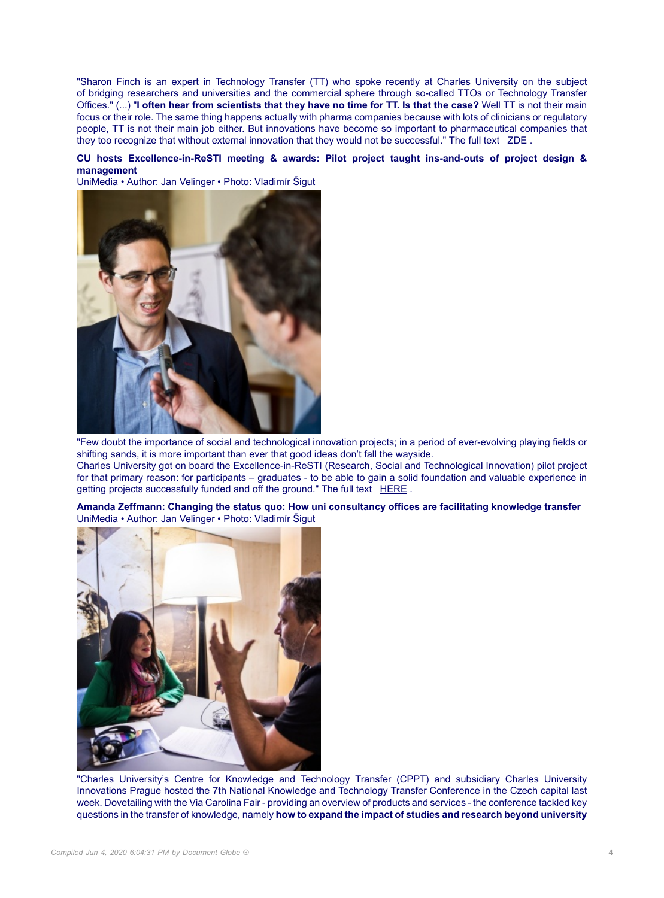"Sharon Finch is an expert in Technology Transfer (TT) who spoke recently at Charles University on the subject of bridging researchers and universities and the commercial sphere through so-called TTOs or Technology Transfer Offices." (...) "**I often hear from scientists that they have no time for TT. Is that the case?** Well TT is not their main focus or their role. The same thing happens actually with pharma companies because with lots of clinicians or regulatory people, TT is not their main job either. But innovations have become so important to pharmaceutical companies that they too recognize that without external innovation that they would not be successful." The full text ZDE .

**CU hosts Excellence-in-ReSTI meeting & awards: Pilot project taught ins-and-outs of project design & management**

UniMedia • Author: Jan Velinger • Photo: Vladimír Šigut

"Few doubt the importance of social and technological innovation projects; in a period of ever-evolving playing fields or shifting sands, it is more important than ever that good ideas don't fall the wayside.
Charles University got on board the Excellence-in-ReSTI (Research, Social and Technological Innovation) pilot project for that primary reason: for participants – graduates - to be able to gain a solid foundation and valuable experience in getting projects successfully funded and off the ground." The full text HERE .

**Amanda Zeffmann: Changing the status quo: How uni consultancy offices are facilitating knowledge transfer**

UniMedia • Author: Jan Velinger • Photo: Vladimír Šigut

"Charles University's Centre for Knowledge and Technology Transfer (CPPT) and subsidiary Charles University Innovations Prague hosted the 7th National Knowledge and Technology Transfer Conference in the Czech capital last week. Dovetailing with the Via Carolina Fair - providing an overview of products and services - the conference tackled key questions in the transfer of knowledge, namely **how to expand the impact of studies and research beyond university**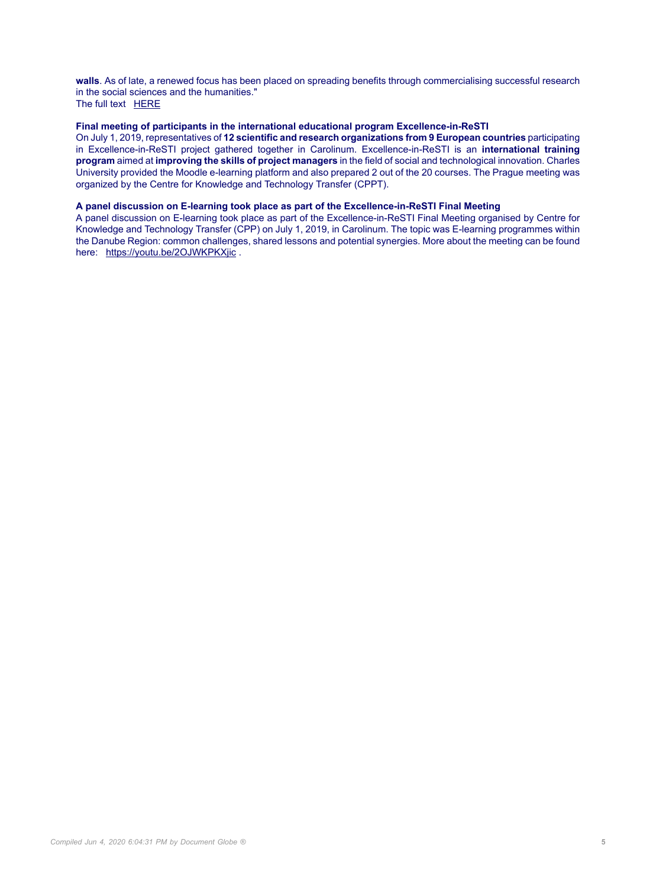**walls**. As of late, a renewed focus has been placed on spreading benefits through commercialising successful research in the social sciences and the humanities."
The full text [HERE]

**Final meeting of participants in the international educational program Excellence-in-ReSTI**

On July 1, 2019, representatives of **12 scientific and research organizations from 9 European countries** participating in Excellence-in-ReSTI project gathered together in Carolinum. Excellence-in-ReSTI is an **international training program** aimed at **improving the skills of project managers** in the field of social and technological innovation. Charles University provided the Moodle e-learning platform and also prepared 2 out of the 20 courses. The Prague meeting was organized by the Centre for Knowledge and Technology Transfer (CPPT).

**A panel discussion on E-learning took place as part of the Excellence-in-ReSTI Final Meeting**

A panel discussion on E-learning took place as part of the Excellence-in-ReSTI Final Meeting organised by Centre for Knowledge and Technology Transfer (CPP) on July 1, 2019, in Carolinum. The topic was E-learning programmes within the Danube Region: common challenges, shared lessons and potential synergies. More about the meeting can be found here: https://youtu.be/2OJWKPKXjic .